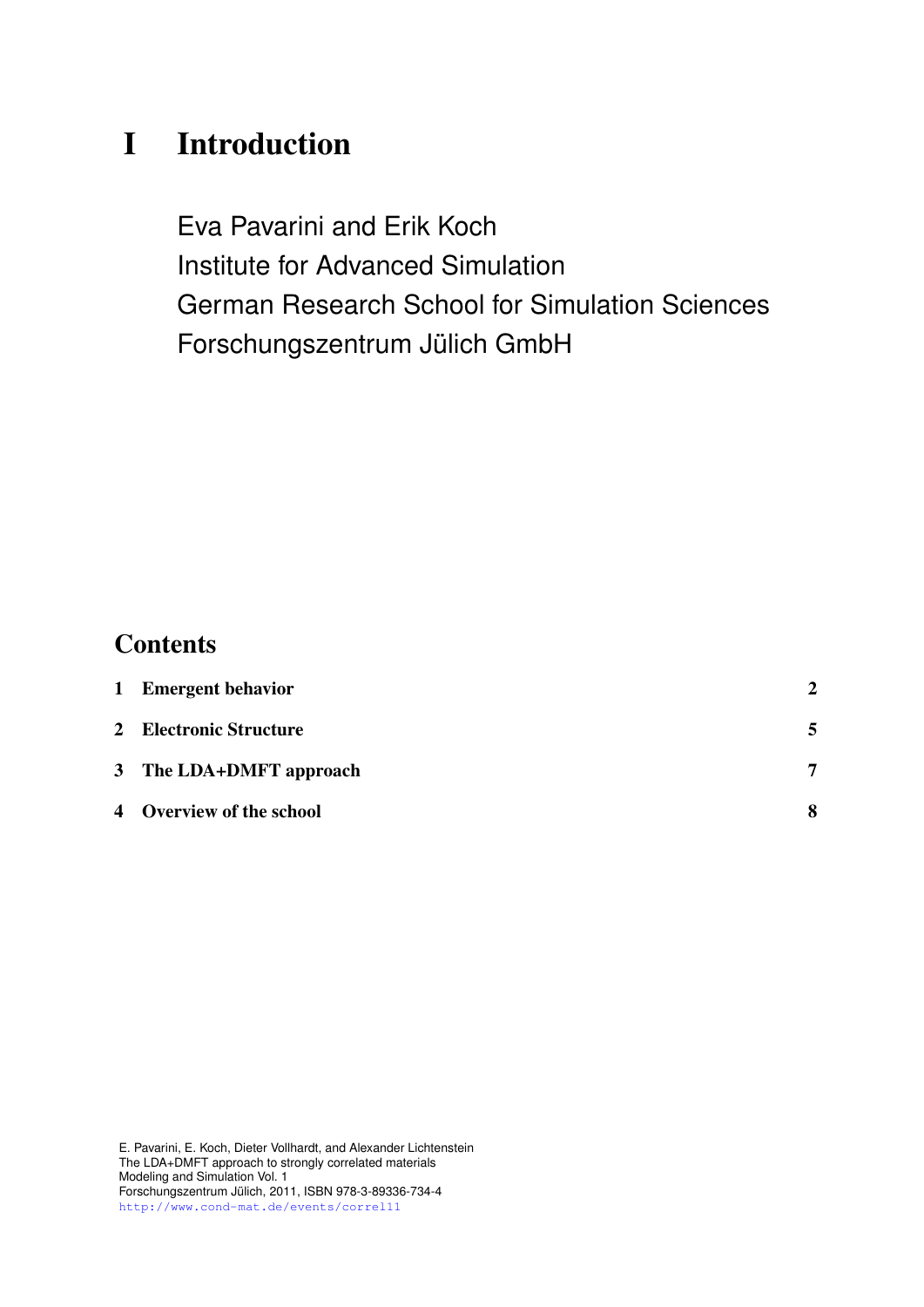# I Introduction

Eva Pavarini and Erik Koch
Institute for Advanced Simulation
German Research School for Simulation Sciences
Forschungszentrum Jülich GmbH

## Contents

| | | |
|---|---|---|
| **1** | **Emergent behavior** | **2** |
| **2** | **Electronic Structure** | **5** |
| **3** | **The LDA+DMFT approach** | **7** |
| **4** | **Overview of the school** | **8** |

E. Pavarini, E. Koch, Dieter Vollhardt, and Alexander Lichtenstein
The LDA+DMFT approach to strongly correlated materials
Modeling and Simulation Vol. 1
Forschungszentrum Jülich, 2011, ISBN 978-3-89336-734-4
http://www.cond-mat.de/events/correl11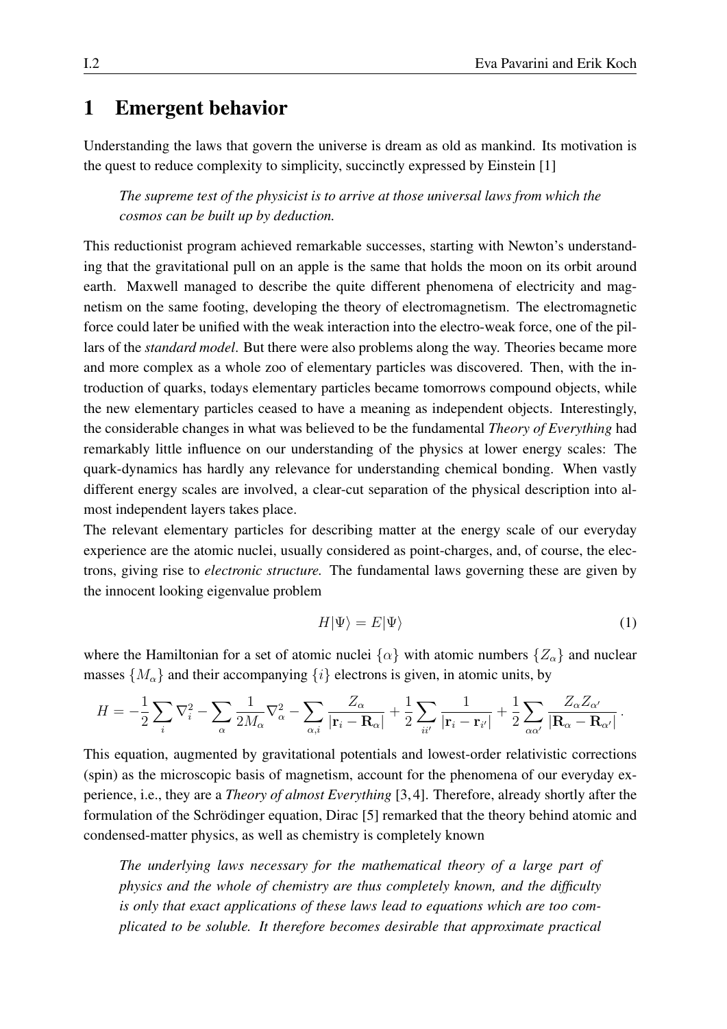# 1 Emergent behavior

Understanding the laws that govern the universe is dream as old as mankind. Its motivation is the quest to reduce complexity to simplicity, succinctly expressed by Einstein [1]

> *The supreme test of the physicist is to arrive at those universal laws from which the cosmos can be built up by deduction.*

This reductionist program achieved remarkable successes, starting with Newton's understanding that the gravitational pull on an apple is the same that holds the moon on its orbit around earth. Maxwell managed to describe the quite different phenomena of electricity and magnetism on the same footing, developing the theory of electromagnetism. The electromagnetic force could later be unified with the weak interaction into the electro-weak force, one of the pillars of the *standard model*. But there were also problems along the way. Theories became more and more complex as a whole zoo of elementary particles was discovered. Then, with the introduction of quarks, todays elementary particles became tomorrows compound objects, while the new elementary particles ceased to have a meaning as independent objects. Interestingly, the considerable changes in what was believed to be the fundamental *Theory of Everything* had remarkably little influence on our understanding of the physics at lower energy scales: The quark-dynamics has hardly any relevance for understanding chemical bonding. When vastly different energy scales are involved, a clear-cut separation of the physical description into almost independent layers takes place.

The relevant elementary particles for describing matter at the energy scale of our everyday experience are the atomic nuclei, usually considered as point-charges, and, of course, the electrons, giving rise to *electronic structure.* The fundamental laws governing these are given by the innocent looking eigenvalue problem

$$H|\Psi\rangle = E|\Psi\rangle \tag{1}$$

where the Hamiltonian for a set of atomic nuclei $\{\alpha\}$ with atomic numbers $\{Z_\alpha\}$ and nuclear masses $\{M_\alpha\}$ and their accompanying $\{i\}$ electrons is given, in atomic units, by

$$H = -\frac{1}{2}\sum_i \nabla_i^2 - \sum_\alpha \frac{1}{2M_\alpha}\nabla_\alpha^2 - \sum_{\alpha,i}\frac{Z_\alpha}{|\mathbf{r}_i - \mathbf{R}_\alpha|} + \frac{1}{2}\sum_{ii'}\frac{1}{|\mathbf{r}_i - \mathbf{r}_{i'}|} + \frac{1}{2}\sum_{\alpha\alpha'}\frac{Z_\alpha Z_{\alpha'}}{|\mathbf{R}_\alpha - \mathbf{R}_{\alpha'}|}\,.$$

This equation, augmented by gravitational potentials and lowest-order relativistic corrections (spin) as the microscopic basis of magnetism, account for the phenomena of our everyday experience, i.e., they are a *Theory of almost Everything* [3,4]. Therefore, already shortly after the formulation of the Schrödinger equation, Dirac [5] remarked that the theory behind atomic and condensed-matter physics, as well as chemistry is completely known

> *The underlying laws necessary for the mathematical theory of a large part of physics and the whole of chemistry are thus completely known, and the difficulty is only that exact applications of these laws lead to equations which are too complicated to be soluble. It therefore becomes desirable that approximate practical*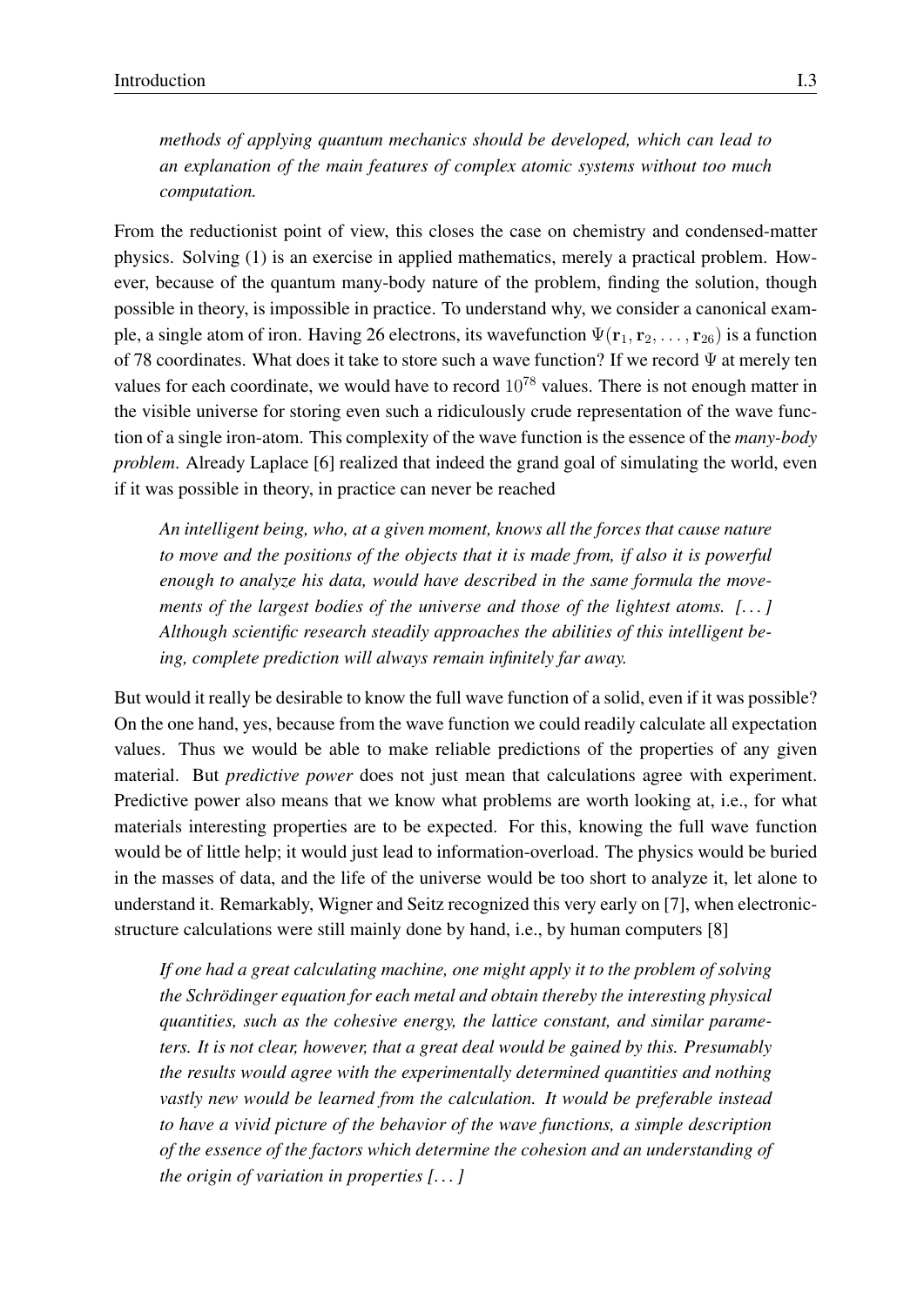*methods of applying quantum mechanics should be developed, which can lead to an explanation of the main features of complex atomic systems without too much computation.*

From the reductionist point of view, this closes the case on chemistry and condensed-matter physics. Solving (1) is an exercise in applied mathematics, merely a practical problem. However, because of the quantum many-body nature of the problem, finding the solution, though possible in theory, is impossible in practice. To understand why, we consider a canonical example, a single atom of iron. Having 26 electrons, its wavefunction $\Psi(\mathbf{r}_1, \mathbf{r}_2, \ldots, \mathbf{r}_{26})$ is a function of 78 coordinates. What does it take to store such a wave function? If we record $\Psi$ at merely ten values for each coordinate, we would have to record $10^{78}$ values. There is not enough matter in the visible universe for storing even such a ridiculously crude representation of the wave function of a single iron-atom. This complexity of the wave function is the essence of the *many-body problem*. Already Laplace [6] realized that indeed the grand goal of simulating the world, even if it was possible in theory, in practice can never be reached

*An intelligent being, who, at a given moment, knows all the forces that cause nature to move and the positions of the objects that it is made from, if also it is powerful enough to analyze his data, would have described in the same formula the movements of the largest bodies of the universe and those of the lightest atoms. [...] Although scientific research steadily approaches the abilities of this intelligent being, complete prediction will always remain infinitely far away.*

But would it really be desirable to know the full wave function of a solid, even if it was possible? On the one hand, yes, because from the wave function we could readily calculate all expectation values. Thus we would be able to make reliable predictions of the properties of any given material. But *predictive power* does not just mean that calculations agree with experiment. Predictive power also means that we know what problems are worth looking at, i.e., for what materials interesting properties are to be expected. For this, knowing the full wave function would be of little help; it would just lead to information-overload. The physics would be buried in the masses of data, and the life of the universe would be too short to analyze it, let alone to understand it. Remarkably, Wigner and Seitz recognized this very early on [7], when electronic-structure calculations were still mainly done by hand, i.e., by human computers [8]

*If one had a great calculating machine, one might apply it to the problem of solving the Schrödinger equation for each metal and obtain thereby the interesting physical quantities, such as the cohesive energy, the lattice constant, and similar parameters. It is not clear, however, that a great deal would be gained by this. Presumably the results would agree with the experimentally determined quantities and nothing vastly new would be learned from the calculation. It would be preferable instead to have a vivid picture of the behavior of the wave functions, a simple description of the essence of the factors which determine the cohesion and an understanding of the origin of variation in properties [...]*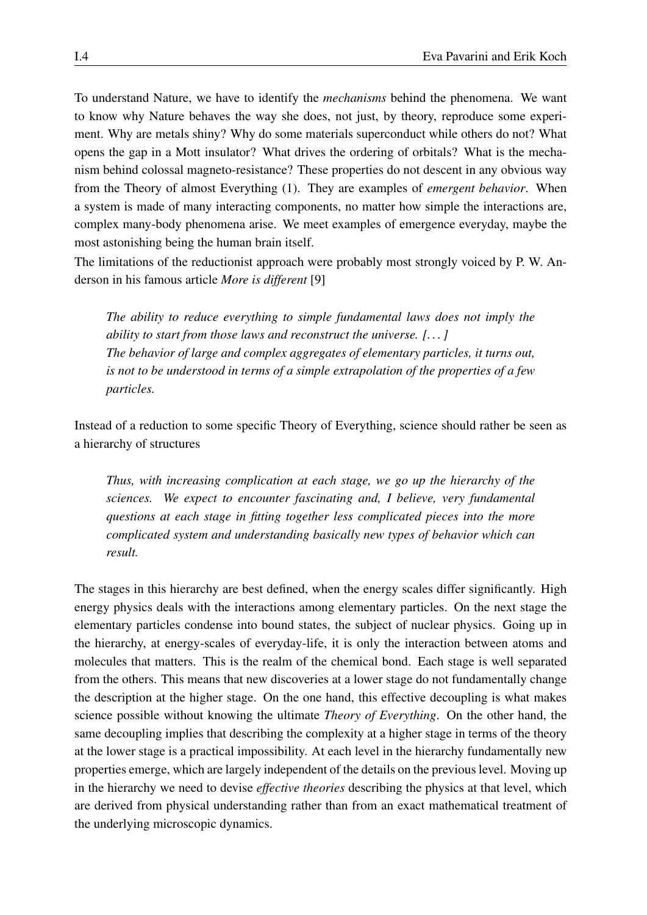To understand Nature, we have to identify the *mechanisms* behind the phenomena. We want to know why Nature behaves the way she does, not just, by theory, reproduce some experiment. Why are metals shiny? Why do some materials superconduct while others do not? What opens the gap in a Mott insulator? What drives the ordering of orbitals? What is the mechanism behind colossal magneto-resistance? These properties do not descent in any obvious way from the Theory of almost Everything (1). They are examples of *emergent behavior*. When a system is made of many interacting components, no matter how simple the interactions are, complex many-body phenomena arise. We meet examples of emergence everyday, maybe the most astonishing being the human brain itself.

The limitations of the reductionist approach were probably most strongly voiced by P. W. Anderson in his famous article *More is different* [9]

> *The ability to reduce everything to simple fundamental laws does not imply the ability to start from those laws and reconstruct the universe. [...]*
> *The behavior of large and complex aggregates of elementary particles, it turns out, is not to be understood in terms of a simple extrapolation of the properties of a few particles.*

Instead of a reduction to some specific Theory of Everything, science should rather be seen as a hierarchy of structures

> *Thus, with increasing complication at each stage, we go up the hierarchy of the sciences. We expect to encounter fascinating and, I believe, very fundamental questions at each stage in fitting together less complicated pieces into the more complicated system and understanding basically new types of behavior which can result.*

The stages in this hierarchy are best defined, when the energy scales differ significantly. High energy physics deals with the interactions among elementary particles. On the next stage the elementary particles condense into bound states, the subject of nuclear physics. Going up in the hierarchy, at energy-scales of everyday-life, it is only the interaction between atoms and molecules that matters. This is the realm of the chemical bond. Each stage is well separated from the others. This means that new discoveries at a lower stage do not fundamentally change the description at the higher stage. On the one hand, this effective decoupling is what makes science possible without knowing the ultimate *Theory of Everything*. On the other hand, the same decoupling implies that describing the complexity at a higher stage in terms of the theory at the lower stage is a practical impossibility. At each level in the hierarchy fundamentally new properties emerge, which are largely independent of the details on the previous level. Moving up in the hierarchy we need to devise *effective theories* describing the physics at that level, which are derived from physical understanding rather than from an exact mathematical treatment of the underlying microscopic dynamics.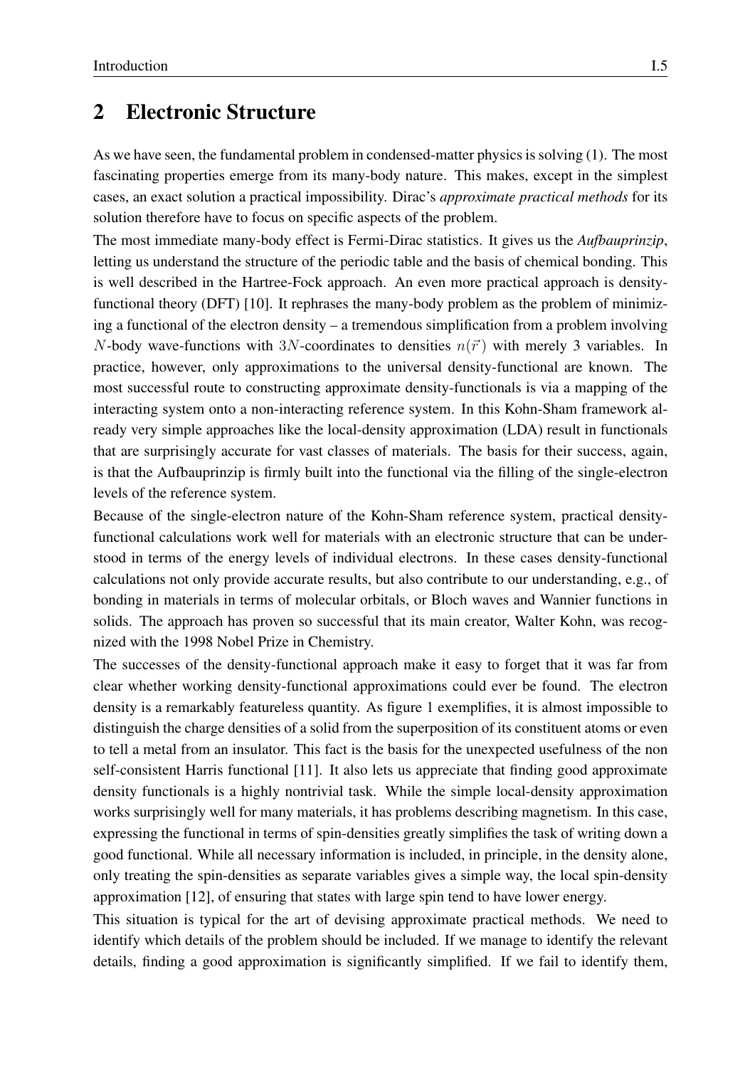## 2 Electronic Structure

As we have seen, the fundamental problem in condensed-matter physics is solving (1). The most fascinating properties emerge from its many-body nature. This makes, except in the simplest cases, an exact solution a practical impossibility. Dirac's *approximate practical methods* for its solution therefore have to focus on specific aspects of the problem.

The most immediate many-body effect is Fermi-Dirac statistics. It gives us the *Aufbauprinzip*, letting us understand the structure of the periodic table and the basis of chemical bonding. This is well described in the Hartree-Fock approach. An even more practical approach is density-functional theory (DFT) [10]. It rephrases the many-body problem as the problem of minimizing a functional of the electron density – a tremendous simplification from a problem involving $N$-body wave-functions with $3N$-coordinates to densities $n(\vec{r})$ with merely 3 variables. In practice, however, only approximations to the universal density-functional are known. The most successful route to constructing approximate density-functionals is via a mapping of the interacting system onto a non-interacting reference system. In this Kohn-Sham framework already very simple approaches like the local-density approximation (LDA) result in functionals that are surprisingly accurate for vast classes of materials. The basis for their success, again, is that the Aufbauprinzip is firmly built into the functional via the filling of the single-electron levels of the reference system.

Because of the single-electron nature of the Kohn-Sham reference system, practical density-functional calculations work well for materials with an electronic structure that can be understood in terms of the energy levels of individual electrons. In these cases density-functional calculations not only provide accurate results, but also contribute to our understanding, e.g., of bonding in materials in terms of molecular orbitals, or Bloch waves and Wannier functions in solids. The approach has proven so successful that its main creator, Walter Kohn, was recognized with the 1998 Nobel Prize in Chemistry.

The successes of the density-functional approach make it easy to forget that it was far from clear whether working density-functional approximations could ever be found. The electron density is a remarkably featureless quantity. As figure 1 exemplifies, it is almost impossible to distinguish the charge densities of a solid from the superposition of its constituent atoms or even to tell a metal from an insulator. This fact is the basis for the unexpected usefulness of the non self-consistent Harris functional [11]. It also lets us appreciate that finding good approximate density functionals is a highly nontrivial task. While the simple local-density approximation works surprisingly well for many materials, it has problems describing magnetism. In this case, expressing the functional in terms of spin-densities greatly simplifies the task of writing down a good functional. While all necessary information is included, in principle, in the density alone, only treating the spin-densities as separate variables gives a simple way, the local spin-density approximation [12], of ensuring that states with large spin tend to have lower energy.

This situation is typical for the art of devising approximate practical methods. We need to identify which details of the problem should be included. If we manage to identify the relevant details, finding a good approximation is significantly simplified. If we fail to identify them,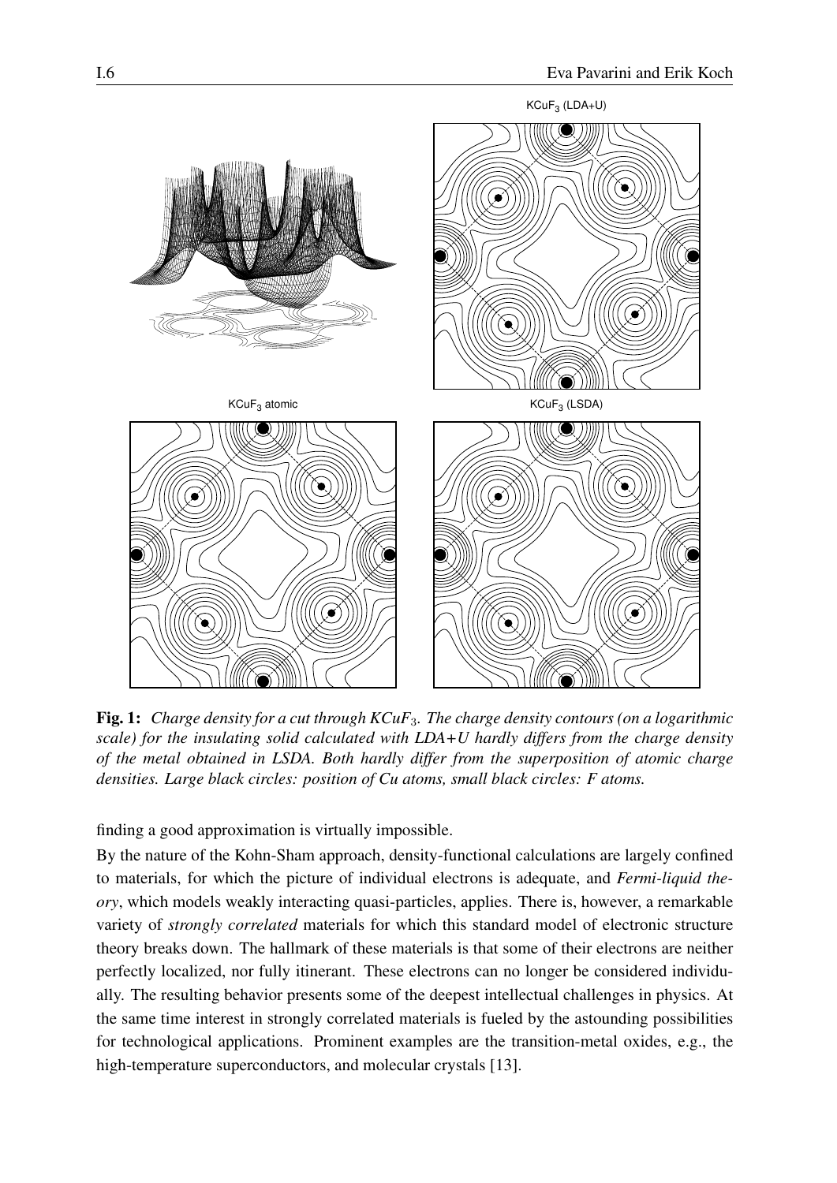**Fig. 1:** *Charge density for a cut through $KCuF_3$. The charge density contours (on a logarithmic scale) for the insulating solid calculated with LDA+U hardly differs from the charge density of the metal obtained in LSDA. Both hardly differ from the superposition of atomic charge densities. Large black circles: position of Cu atoms, small black circles: F atoms.*

finding a good approximation is virtually impossible.

By the nature of the Kohn-Sham approach, density-functional calculations are largely confined to materials, for which the picture of individual electrons is adequate, and *Fermi-liquid theory*, which models weakly interacting quasi-particles, applies. There is, however, a remarkable variety of *strongly correlated* materials for which this standard model of electronic structure theory breaks down. The hallmark of these materials is that some of their electrons are neither perfectly localized, nor fully itinerant. These electrons can no longer be considered individually. The resulting behavior presents some of the deepest intellectual challenges in physics. At the same time interest in strongly correlated materials is fueled by the astounding possibilities for technological applications. Prominent examples are the transition-metal oxides, e.g., the high-temperature superconductors, and molecular crystals [13].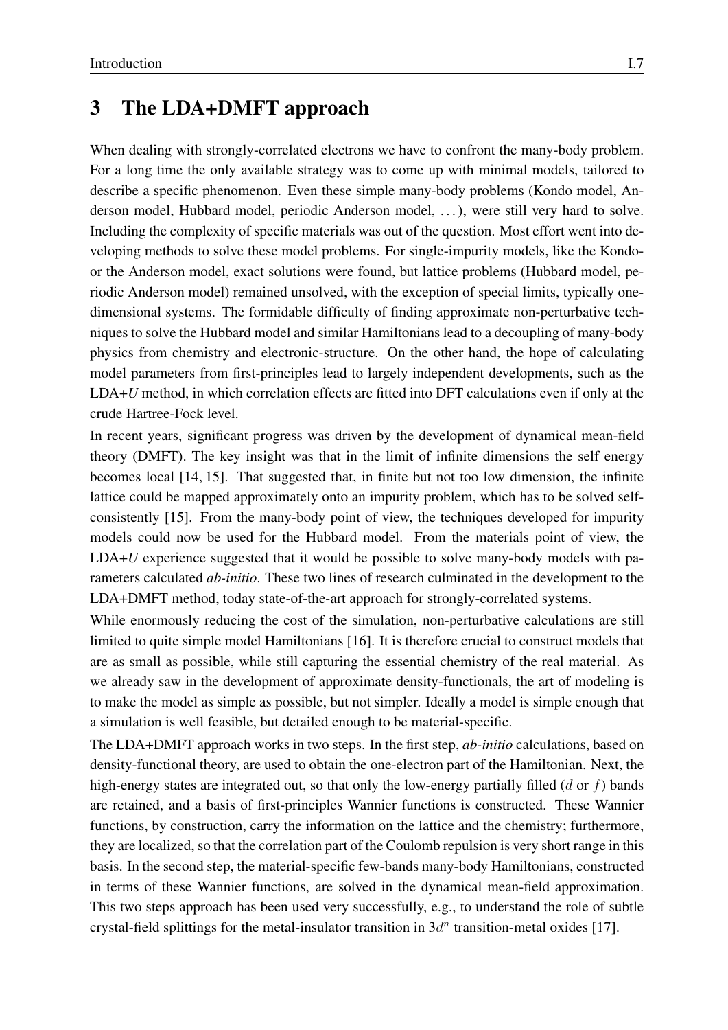# 3 The LDA+DMFT approach

When dealing with strongly-correlated electrons we have to confront the many-body problem. For a long time the only available strategy was to come up with minimal models, tailored to describe a specific phenomenon. Even these simple many-body problems (Kondo model, Anderson model, Hubbard model, periodic Anderson model, ...), were still very hard to solve. Including the complexity of specific materials was out of the question. Most effort went into developing methods to solve these model problems. For single-impurity models, like the Kondo- or the Anderson model, exact solutions were found, but lattice problems (Hubbard model, periodic Anderson model) remained unsolved, with the exception of special limits, typically one-dimensional systems. The formidable difficulty of finding approximate non-perturbative techniques to solve the Hubbard model and similar Hamiltonians lead to a decoupling of many-body physics from chemistry and electronic-structure. On the other hand, the hope of calculating model parameters from first-principles lead to largely independent developments, such as the LDA+*U* method, in which correlation effects are fitted into DFT calculations even if only at the crude Hartree-Fock level.

In recent years, significant progress was driven by the development of dynamical mean-field theory (DMFT). The key insight was that in the limit of infinite dimensions the self energy becomes local [14, 15]. That suggested that, in finite but not too low dimension, the infinite lattice could be mapped approximately onto an impurity problem, which has to be solved self-consistently [15]. From the many-body point of view, the techniques developed for impurity models could now be used for the Hubbard model. From the materials point of view, the LDA+*U* experience suggested that it would be possible to solve many-body models with parameters calculated *ab-initio*. These two lines of research culminated in the development to the LDA+DMFT method, today state-of-the-art approach for strongly-correlated systems.

While enormously reducing the cost of the simulation, non-perturbative calculations are still limited to quite simple model Hamiltonians [16]. It is therefore crucial to construct models that are as small as possible, while still capturing the essential chemistry of the real material. As we already saw in the development of approximate density-functionals, the art of modeling is to make the model as simple as possible, but not simpler. Ideally a model is simple enough that a simulation is well feasible, but detailed enough to be material-specific.

The LDA+DMFT approach works in two steps. In the first step, *ab-initio* calculations, based on density-functional theory, are used to obtain the one-electron part of the Hamiltonian. Next, the high-energy states are integrated out, so that only the low-energy partially filled ($d$ or $f$) bands are retained, and a basis of first-principles Wannier functions is constructed. These Wannier functions, by construction, carry the information on the lattice and the chemistry; furthermore, they are localized, so that the correlation part of the Coulomb repulsion is very short range in this basis. In the second step, the material-specific few-bands many-body Hamiltonians, constructed in terms of these Wannier functions, are solved in the dynamical mean-field approximation. This two steps approach has been used very successfully, e.g., to understand the role of subtle crystal-field splittings for the metal-insulator transition in $3d^n$ transition-metal oxides [17].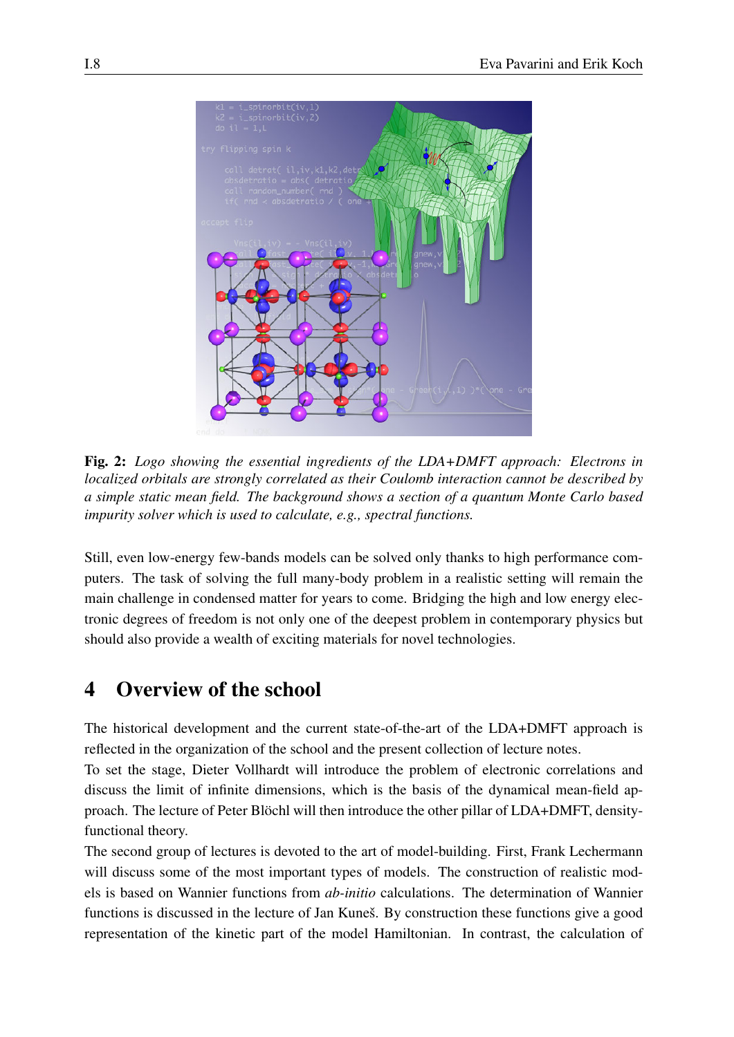**Fig. 2:** *Logo showing the essential ingredients of the LDA+DMFT approach: Electrons in localized orbitals are strongly correlated as their Coulomb interaction cannot be described by a simple static mean field. The background shows a section of a quantum Monte Carlo based impurity solver which is used to calculate, e.g., spectral functions.*

Still, even low-energy few-bands models can be solved only thanks to high performance computers. The task of solving the full many-body problem in a realistic setting will remain the main challenge in condensed matter for years to come. Bridging the high and low energy electronic degrees of freedom is not only one of the deepest problem in contemporary physics but should also provide a wealth of exciting materials for novel technologies.

## 4 Overview of the school

The historical development and the current state-of-the-art of the LDA+DMFT approach is reflected in the organization of the school and the present collection of lecture notes.

To set the stage, Dieter Vollhardt will introduce the problem of electronic correlations and discuss the limit of infinite dimensions, which is the basis of the dynamical mean-field approach. The lecture of Peter Blöchl will then introduce the other pillar of LDA+DMFT, density-functional theory.

The second group of lectures is devoted to the art of model-building. First, Frank Lechermann will discuss some of the most important types of models. The construction of realistic models is based on Wannier functions from *ab-initio* calculations. The determination of Wannier functions is discussed in the lecture of Jan Kuneš. By construction these functions give a good representation of the kinetic part of the model Hamiltonian. In contrast, the calculation of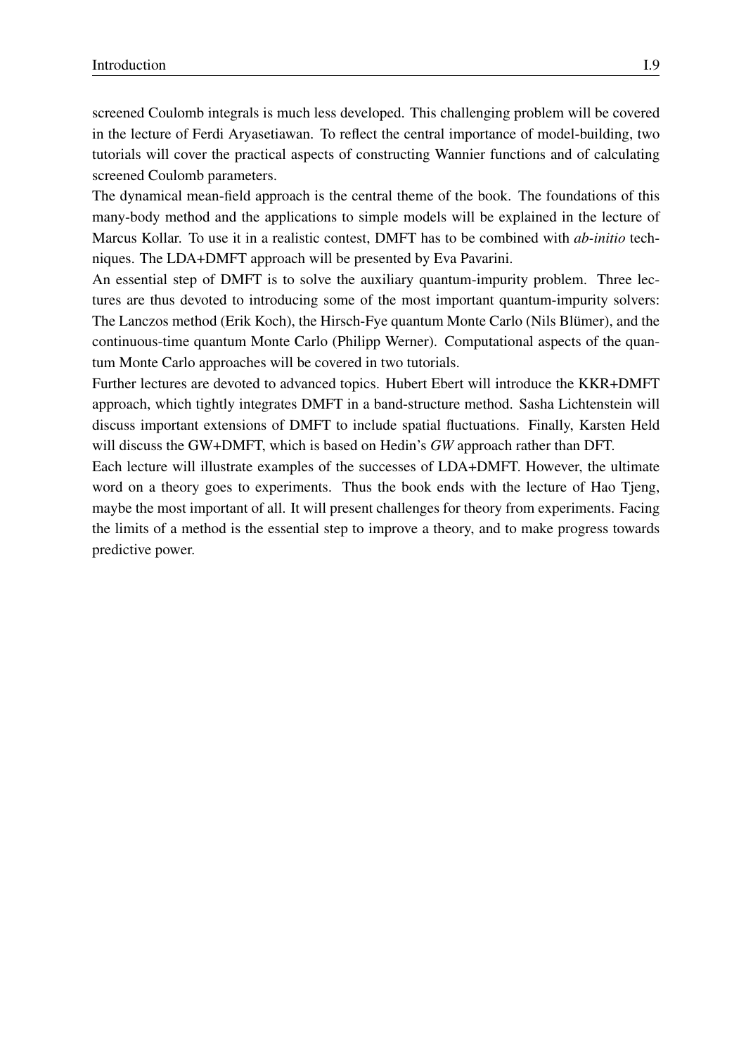screened Coulomb integrals is much less developed. This challenging problem will be covered in the lecture of Ferdi Aryasetiawan. To reflect the central importance of model-building, two tutorials will cover the practical aspects of constructing Wannier functions and of calculating screened Coulomb parameters.

The dynamical mean-field approach is the central theme of the book. The foundations of this many-body method and the applications to simple models will be explained in the lecture of Marcus Kollar. To use it in a realistic contest, DMFT has to be combined with *ab-initio* techniques. The LDA+DMFT approach will be presented by Eva Pavarini.

An essential step of DMFT is to solve the auxiliary quantum-impurity problem. Three lectures are thus devoted to introducing some of the most important quantum-impurity solvers: The Lanczos method (Erik Koch), the Hirsch-Fye quantum Monte Carlo (Nils Blümer), and the continuous-time quantum Monte Carlo (Philipp Werner). Computational aspects of the quantum Monte Carlo approaches will be covered in two tutorials.

Further lectures are devoted to advanced topics. Hubert Ebert will introduce the KKR+DMFT approach, which tightly integrates DMFT in a band-structure method. Sasha Lichtenstein will discuss important extensions of DMFT to include spatial fluctuations. Finally, Karsten Held will discuss the GW+DMFT, which is based on Hedin's *GW* approach rather than DFT.

Each lecture will illustrate examples of the successes of LDA+DMFT. However, the ultimate word on a theory goes to experiments. Thus the book ends with the lecture of Hao Tjeng, maybe the most important of all. It will present challenges for theory from experiments. Facing the limits of a method is the essential step to improve a theory, and to make progress towards predictive power.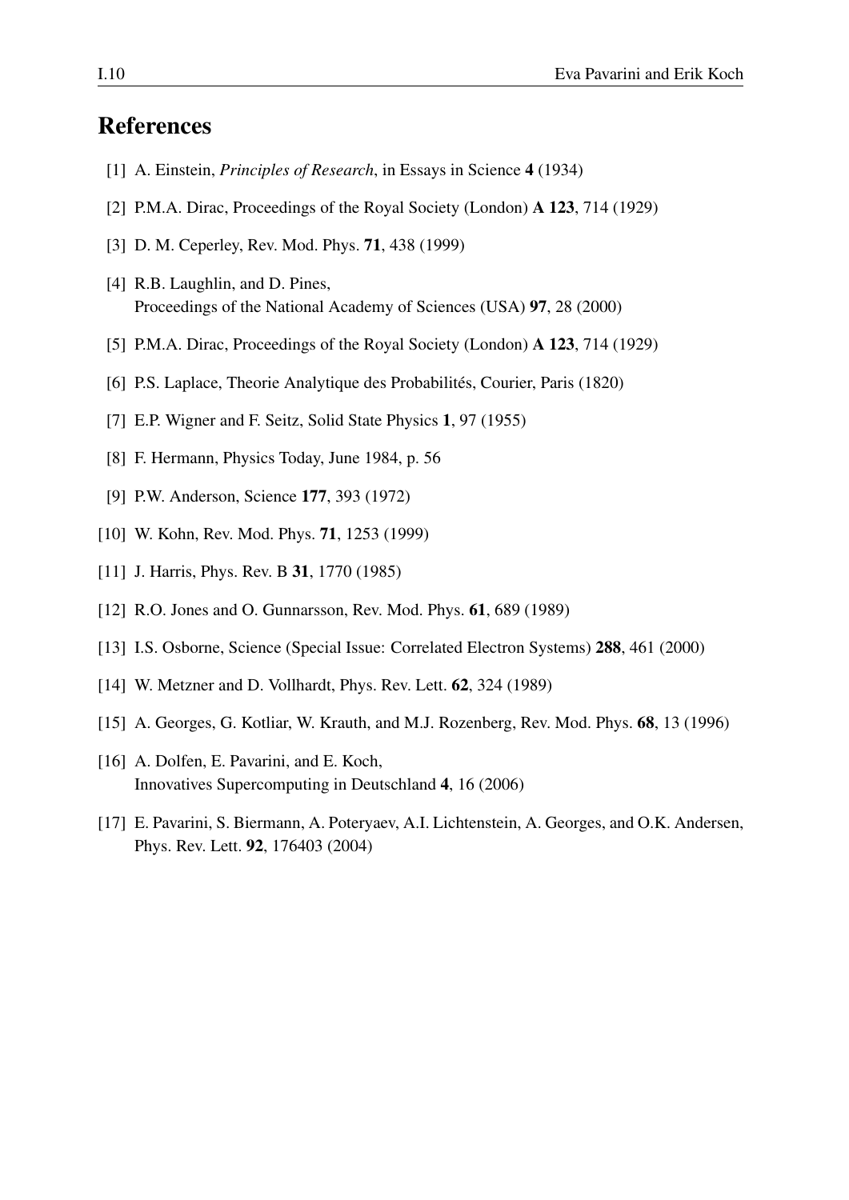# References

[1] A. Einstein, *Principles of Research*, in Essays in Science **4** (1934)

[2] P.M.A. Dirac, Proceedings of the Royal Society (London) **A 123**, 714 (1929)

[3] D. M. Ceperley, Rev. Mod. Phys. **71**, 438 (1999)

[4] R.B. Laughlin, and D. Pines,
Proceedings of the National Academy of Sciences (USA) **97**, 28 (2000)

[5] P.M.A. Dirac, Proceedings of the Royal Society (London) **A 123**, 714 (1929)

[6] P.S. Laplace, Theorie Analytique des Probabilités, Courier, Paris (1820)

[7] E.P. Wigner and F. Seitz, Solid State Physics **1**, 97 (1955)

[8] F. Hermann, Physics Today, June 1984, p. 56

[9] P.W. Anderson, Science **177**, 393 (1972)

[10] W. Kohn, Rev. Mod. Phys. **71**, 1253 (1999)

[11] J. Harris, Phys. Rev. B **31**, 1770 (1985)

[12] R.O. Jones and O. Gunnarsson, Rev. Mod. Phys. **61**, 689 (1989)

[13] I.S. Osborne, Science (Special Issue: Correlated Electron Systems) **288**, 461 (2000)

[14] W. Metzner and D. Vollhardt, Phys. Rev. Lett. **62**, 324 (1989)

[15] A. Georges, G. Kotliar, W. Krauth, and M.J. Rozenberg, Rev. Mod. Phys. **68**, 13 (1996)

[16] A. Dolfen, E. Pavarini, and E. Koch,
Innovatives Supercomputing in Deutschland **4**, 16 (2006)

[17] E. Pavarini, S. Biermann, A. Poteryaev, A.I. Lichtenstein, A. Georges, and O.K. Andersen, Phys. Rev. Lett. **92**, 176403 (2004)